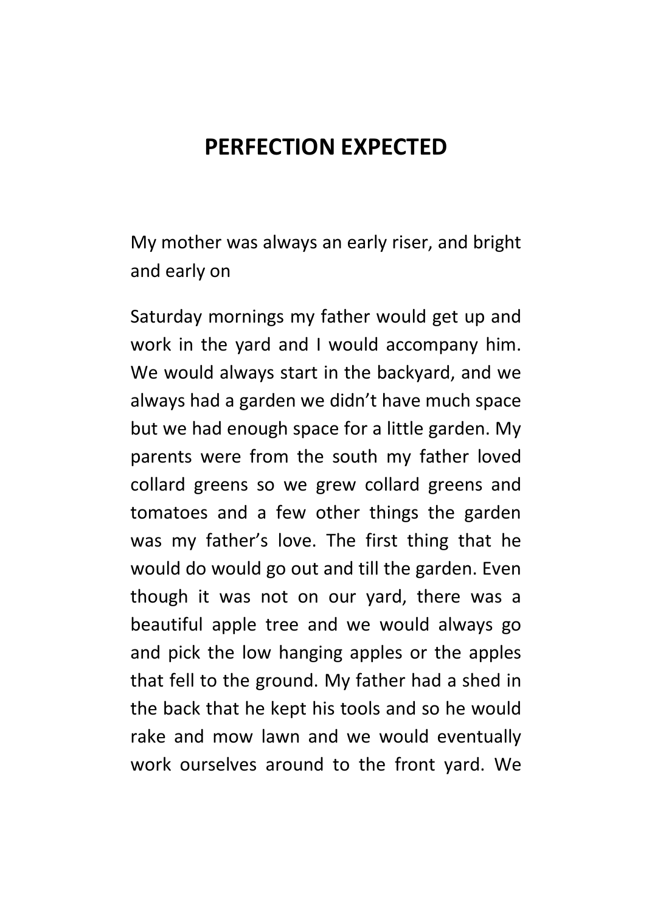# PERFECTION EXPECTED

My mother was always an early riser, and bright and early on

Saturday mornings my father would get up and work in the yard and I would accompany him. We would always start in the backyard, and we always had a garden we didn't have much space but we had enough space for a little garden. My parents were from the south my father loved collard greens so we grew collard greens and tomatoes and a few other things the garden was my father's love. The first thing that he would do would go out and till the garden. Even though it was not on our yard, there was a beautiful apple tree and we would always go and pick the low hanging apples or the apples that fell to the ground. My father had a shed in the back that he kept his tools and so he would rake and mow lawn and we would eventually work ourselves around to the front yard. We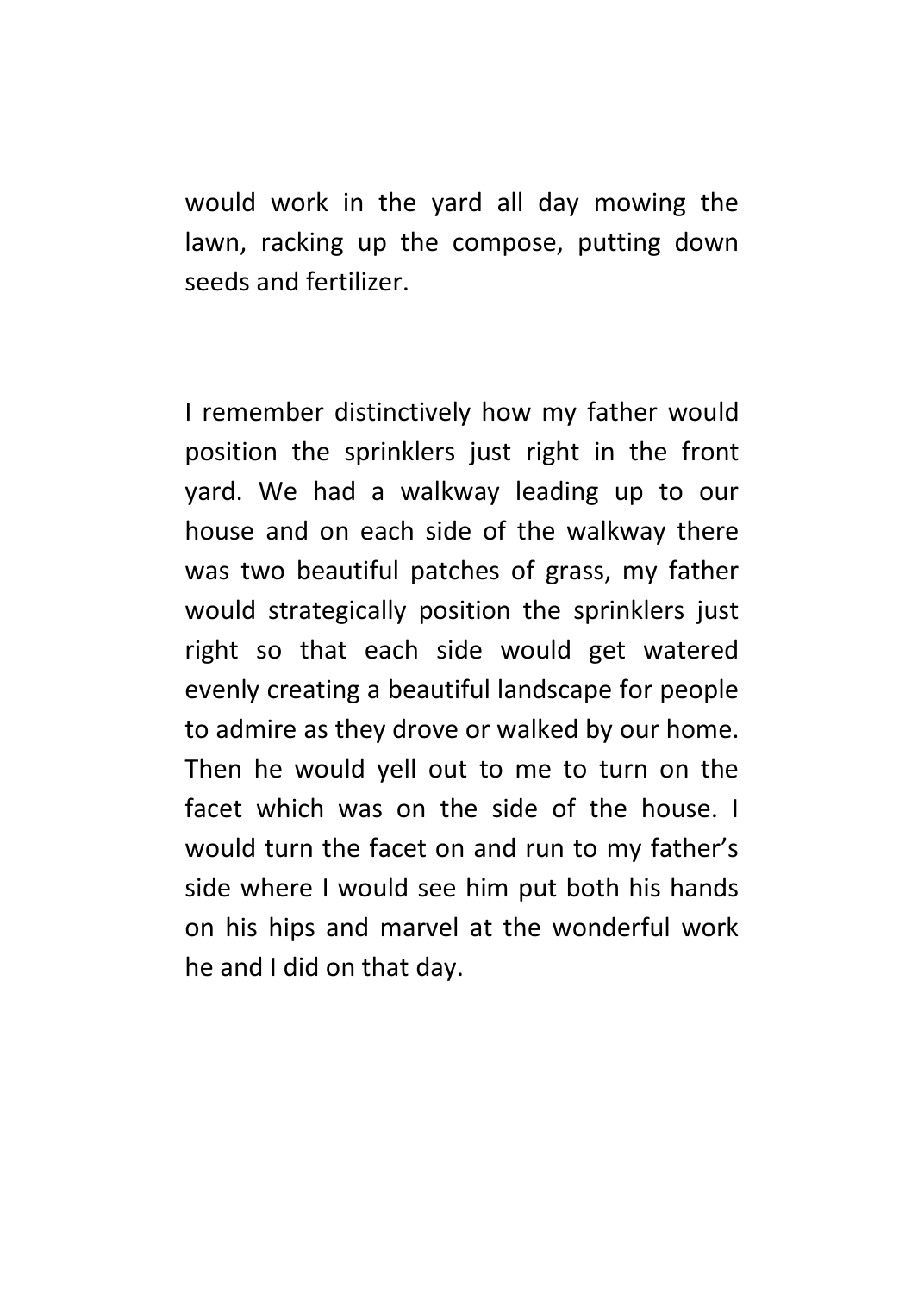would work in the yard all day mowing the lawn, racking up the compose, putting down seeds and fertilizer.

I remember distinctively how my father would position the sprinklers just right in the front yard. We had a walkway leading up to our house and on each side of the walkway there was two beautiful patches of grass, my father would strategically position the sprinklers just right so that each side would get watered evenly creating a beautiful landscape for people to admire as they drove or walked by our home. Then he would yell out to me to turn on the facet which was on the side of the house. I would turn the facet on and run to my father's side where I would see him put both his hands on his hips and marvel at the wonderful work he and I did on that day.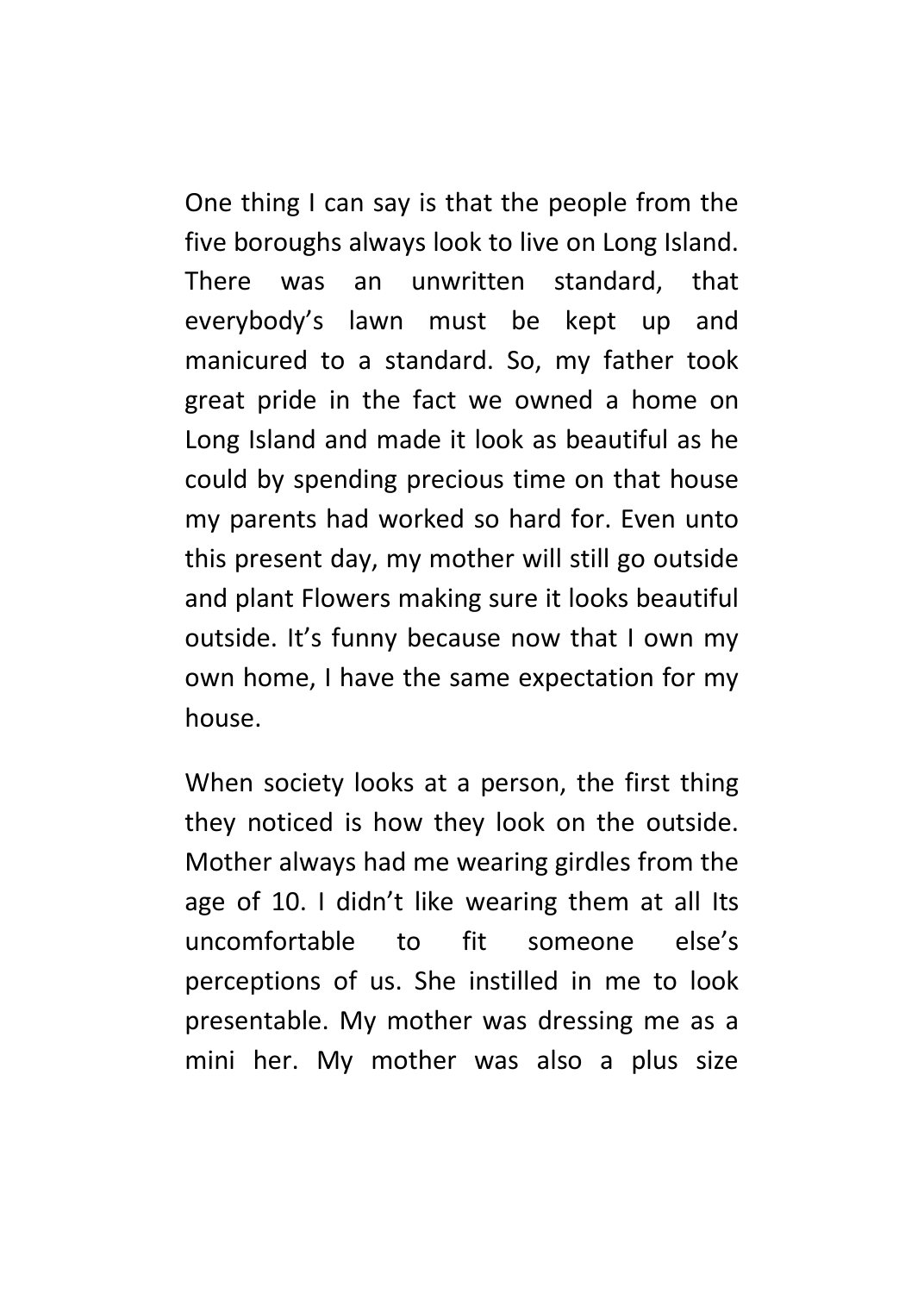One thing I can say is that the people from the five boroughs always look to live on Long Island. There was an unwritten standard, that everybody's lawn must be kept up and manicured to a standard. So, my father took great pride in the fact we owned a home on Long Island and made it look as beautiful as he could by spending precious time on that house my parents had worked so hard for. Even unto this present day, my mother will still go outside and plant Flowers making sure it looks beautiful outside. It's funny because now that I own my own home, I have the same expectation for my house.

When society looks at a person, the first thing they noticed is how they look on the outside. Mother always had me wearing girdles from the age of 10. I didn't like wearing them at all Its uncomfortable to fit someone else's perceptions of us. She instilled in me to look presentable. My mother was dressing me as a mini her. My mother was also a plus size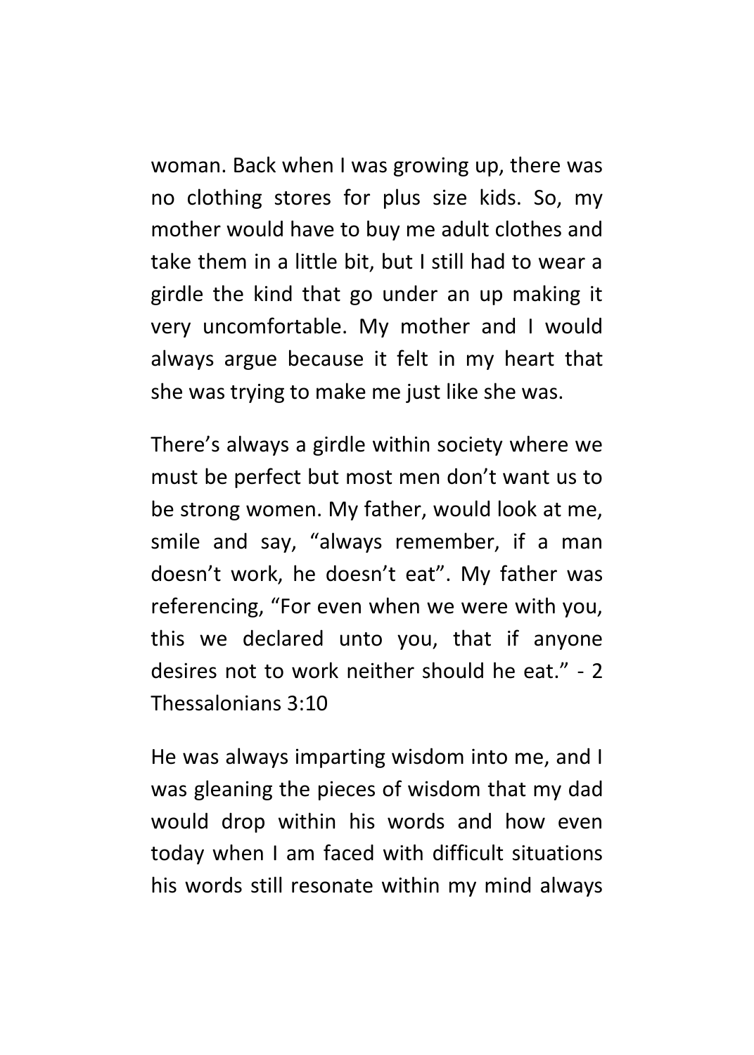woman. Back when I was growing up, there was no clothing stores for plus size kids. So, my mother would have to buy me adult clothes and take them in a little bit, but I still had to wear a girdle the kind that go under an up making it very uncomfortable. My mother and I would always argue because it felt in my heart that she was trying to make me just like she was.

There's always a girdle within society where we must be perfect but most men don't want us to be strong women. My father, would look at me, smile and say, "always remember, if a man doesn't work, he doesn't eat". My father was referencing, "For even when we were with you, this we declared unto you, that if anyone desires not to work neither should he eat." - 2 Thessalonians 3:10

He was always imparting wisdom into me, and I was gleaning the pieces of wisdom that my dad would drop within his words and how even today when I am faced with difficult situations his words still resonate within my mind always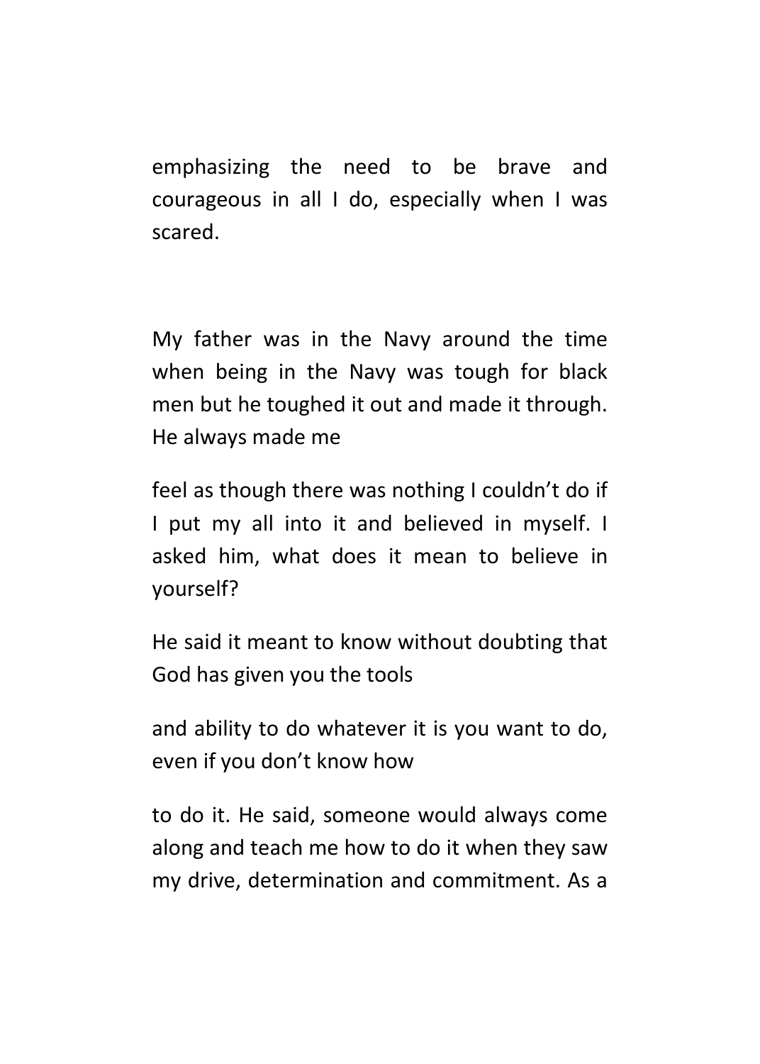emphasizing the need to be brave and courageous in all I do, especially when I was scared.

My father was in the Navy around the time when being in the Navy was tough for black men but he toughed it out and made it through. He always made me

feel as though there was nothing I couldn't do if I put my all into it and believed in myself. I asked him, what does it mean to believe in yourself?

He said it meant to know without doubting that God has given you the tools

and ability to do whatever it is you want to do, even if you don't know how

to do it. He said, someone would always come along and teach me how to do it when they saw my drive, determination and commitment. As a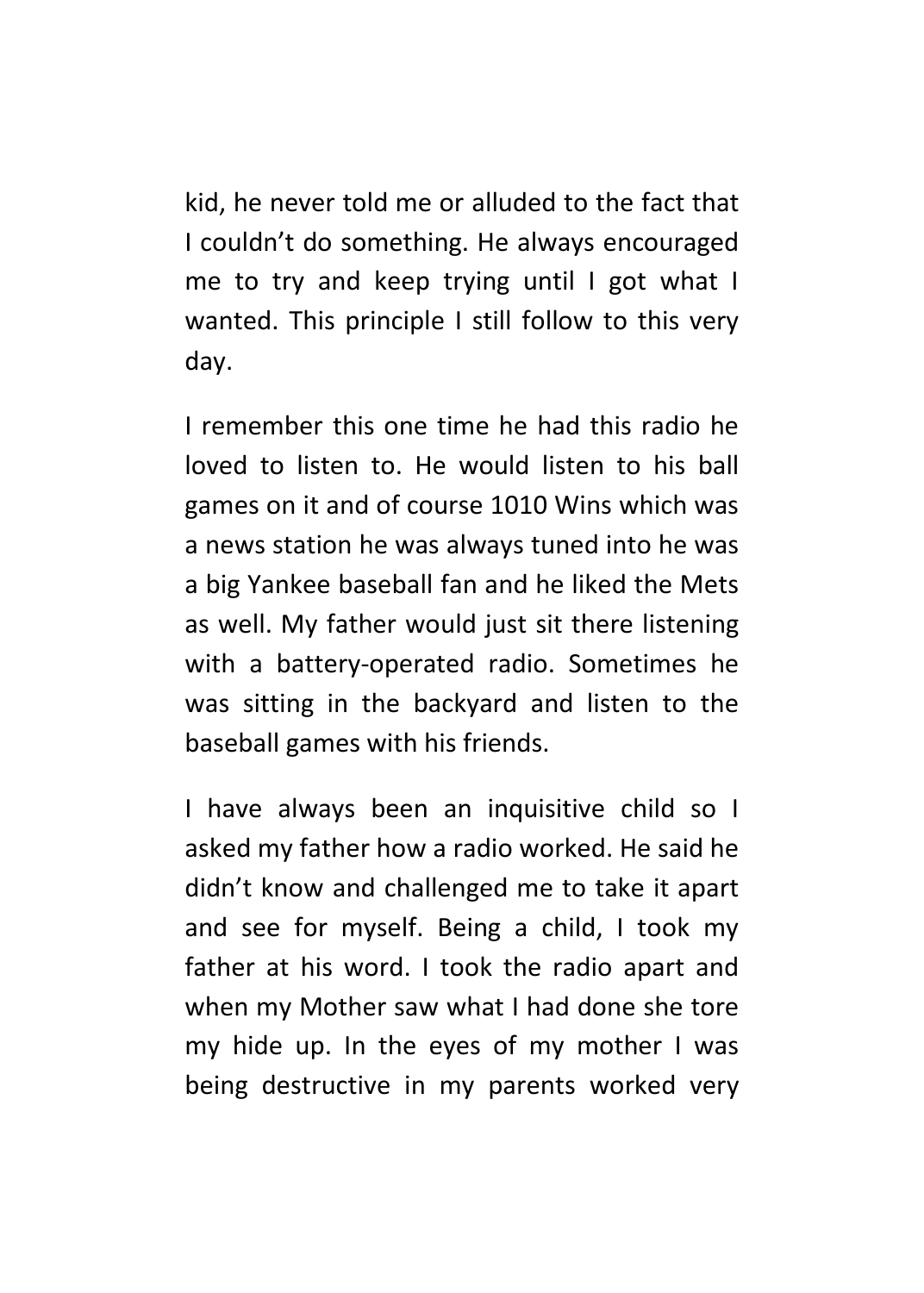kid, he never told me or alluded to the fact that I couldn't do something. He always encouraged me to try and keep trying until I got what I wanted. This principle I still follow to this very day.

I remember this one time he had this radio he loved to listen to. He would listen to his ball games on it and of course 1010 Wins which was a news station he was always tuned into he was a big Yankee baseball fan and he liked the Mets as well. My father would just sit there listening with a battery-operated radio. Sometimes he was sitting in the backyard and listen to the baseball games with his friends.

I have always been an inquisitive child so I asked my father how a radio worked. He said he didn't know and challenged me to take it apart and see for myself. Being a child, I took my father at his word. I took the radio apart and when my Mother saw what I had done she tore my hide up. In the eyes of my mother I was being destructive in my parents worked very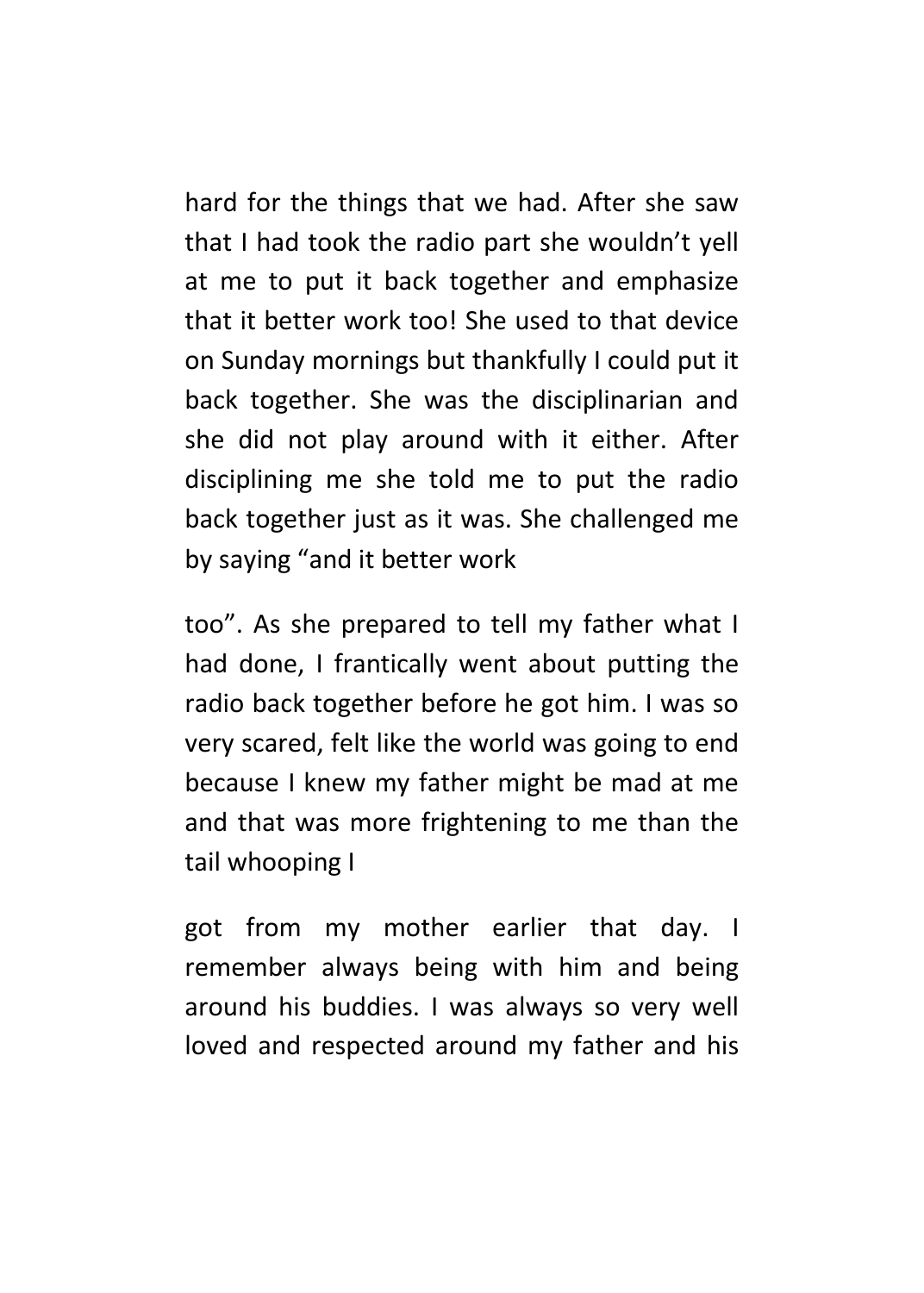hard for the things that we had. After she saw that I had took the radio part she wouldn't yell at me to put it back together and emphasize that it better work too! She used to that device on Sunday mornings but thankfully I could put it back together. She was the disciplinarian and she did not play around with it either. After disciplining me she told me to put the radio back together just as it was. She challenged me by saying "and it better work

too". As she prepared to tell my father what I had done, I frantically went about putting the radio back together before he got him. I was so very scared, felt like the world was going to end because I knew my father might be mad at me and that was more frightening to me than the tail whooping I

got from my mother earlier that day. I remember always being with him and being around his buddies. I was always so very well loved and respected around my father and his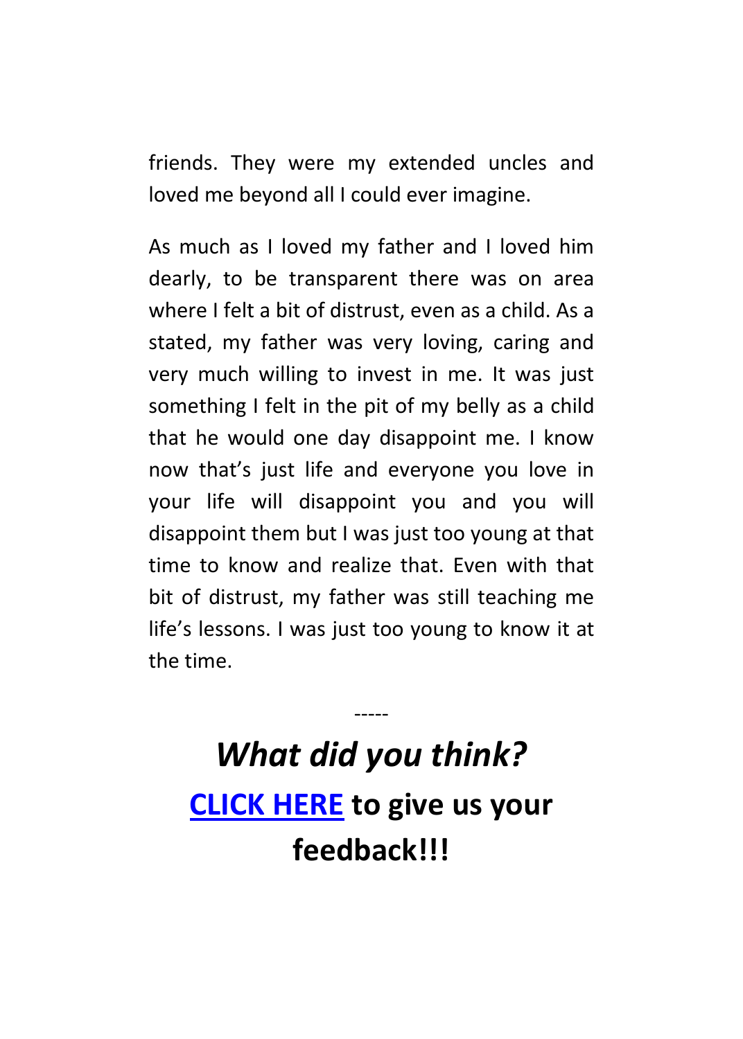friends. They were my extended uncles and loved me beyond all I could ever imagine.

As much as I loved my father and I loved him dearly, to be transparent there was on area where I felt a bit of distrust, even as a child. As a stated, my father was very loving, caring and very much willing to invest in me. It was just something I felt in the pit of my belly as a child that he would one day disappoint me. I know now that's just life and everyone you love in your life will disappoint you and you will disappoint them but I was just too young at that time to know and realize that. Even with that bit of distrust, my father was still teaching me life's lessons. I was just too young to know it at the time.

-----

***What did you think?***

**CLICK HERE to give us your feedback!!!**